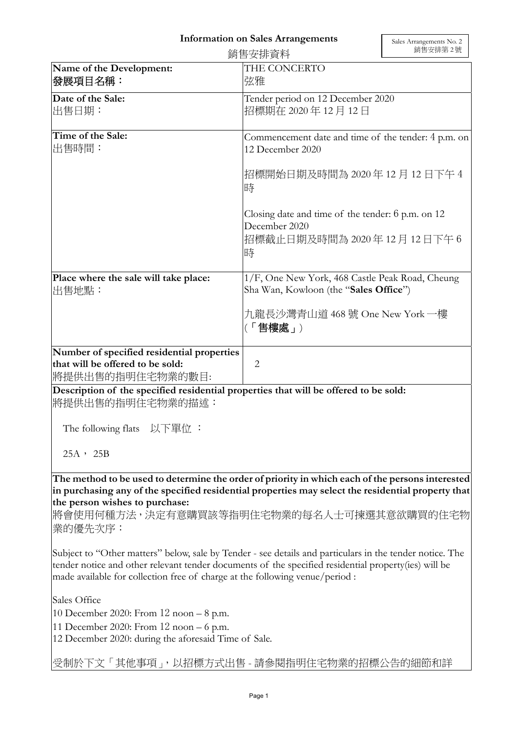# Information on Sales Arrangements

銷售安排資料

Sales Arrangements No. 2
銷售安排第 2 號

| Name of the Development:<br>**發展項目名稱：** | THE CONCERTO<br>弦雅 |
|---|---|
| **Date of the Sale:**<br>出售日期： | Tender period on 12 December 2020<br>招標期在 2020 年 12 月 12 日 |
| **Time of the Sale:**<br>出售時間： | Commencement date and time of the tender: 4 p.m. on 12 December 2020<br><br>招標開始日期及時間為 2020 年 12 月 12 日下午 4 時<br><br>Closing date and time of the tender: 6 p.m. on 12 December 2020<br>招標截止日期及時間為 2020 年 12 月 12 日下午 6 時 |
| **Place where the sale will take place:**<br>出售地點： | 1/F, One New York, 468 Castle Peak Road, Cheung Sha Wan, Kowloon (the "**Sales Office**")<br><br>九龍長沙灣青山道 468 號 One New York 一樓（「**售樓處**」） |
| **Number of specified residential properties that will be offered to be sold:**<br>將提供出售的指明住宅物業的數目: | 2 |

**Description of the specified residential properties that will be offered to be sold:**
將提供出售的指明住宅物業的描述：

The following flats 以下單位 ：

25A， 25B

**The method to be used to determine the order of priority in which each of the persons interested in purchasing any of the specified residential properties may select the residential property that the person wishes to purchase:**
將會使用何種方法，決定有意購買該等指明住宅物業的每名人士可揀選其意欲購買的住宅物業的優先次序：

Subject to "Other matters" below, sale by Tender - see details and particulars in the tender notice. The tender notice and other relevant tender documents of the specified residential property(ies) will be made available for collection free of charge at the following venue/period :

Sales Office
10 December 2020: From 12 noon – 8 p.m.
11 December 2020: From 12 noon – 6 p.m.
12 December 2020: during the aforesaid Time of Sale.

受制於下文「其他事項」，以招標方式出售 - 請參閱指明住宅物業的招標公告的細節和詳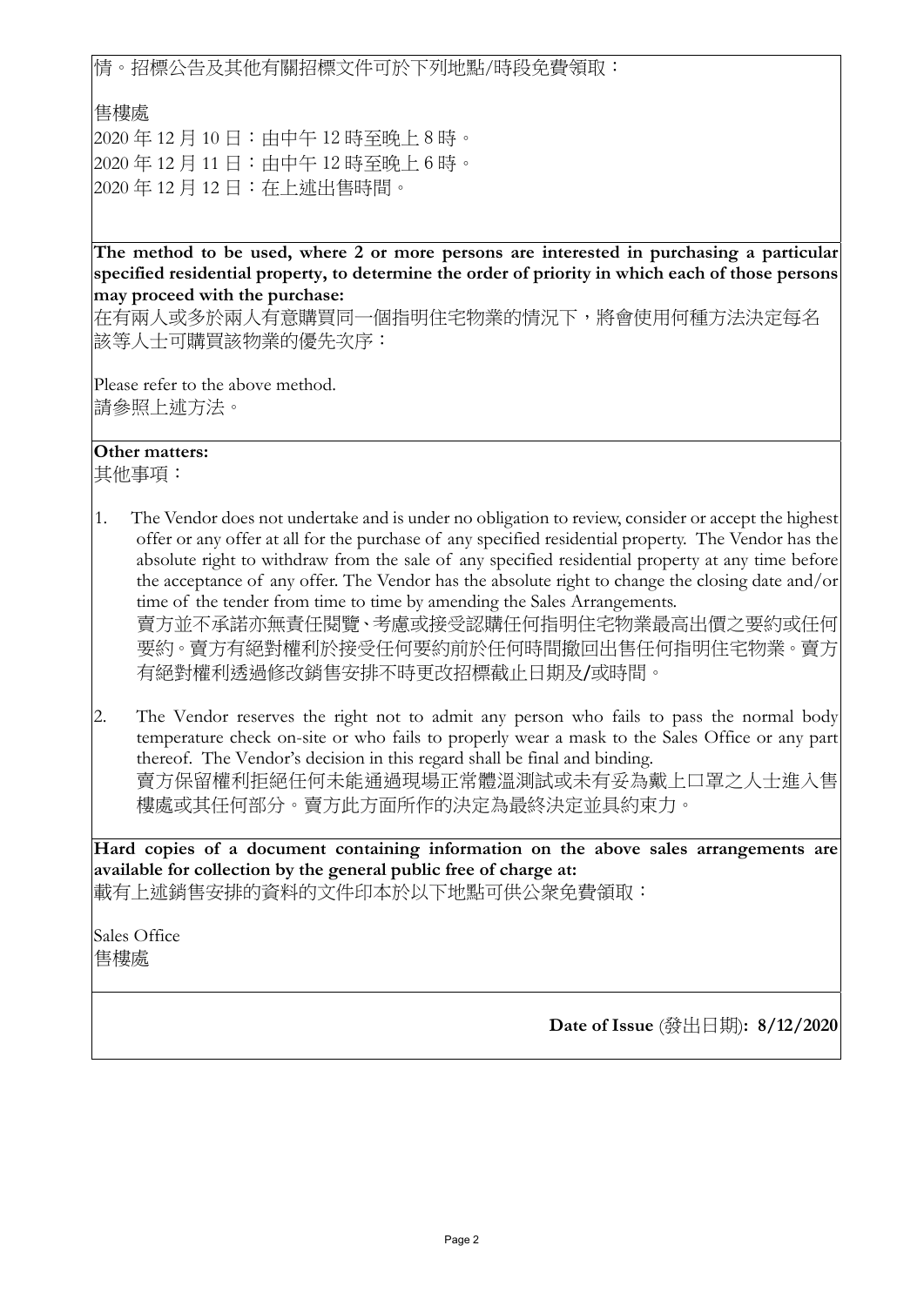情。招標公告及其他有關招標文件可於下列地點/時段免費領取：

售樓處

2020 年 12 月 10 日：由中午 12 時至晚上 8 時。

2020 年 12 月 11 日：由中午 12 時至晚上 6 時。

2020 年 12 月 12 日：在上述出售時間。

**The method to be used, where 2 or more persons are interested in purchasing a particular specified residential property, to determine the order of priority in which each of those persons may proceed with the purchase:**

在有兩人或多於兩人有意購買同一個指明住宅物業的情況下，將會使用何種方法決定每名該等人士可購買該物業的優先次序：

Please refer to the above method.

請參照上述方法。

**Other matters:**

其他事項：

1. The Vendor does not undertake and is under no obligation to review, consider or accept the highest offer or any offer at all for the purchase of any specified residential property. The Vendor has the absolute right to withdraw from the sale of any specified residential property at any time before the acceptance of any offer. The Vendor has the absolute right to change the closing date and/or time of the tender from time to time by amending the Sales Arrangements.
   賣方並不承諾亦無責任閱覽、考慮或接受認購任何指明住宅物業最高出價之要約或任何要約。賣方有絕對權利於接受任何要約前於任何時間撤回出售任何指明住宅物業。賣方有絕對權利透過修改銷售安排不時更改招標截止日期及/或時間。

2. The Vendor reserves the right not to admit any person who fails to pass the normal body temperature check on-site or who fails to properly wear a mask to the Sales Office or any part thereof. The Vendor's decision in this regard shall be final and binding.
   賣方保留權利拒絕任何未能通過現場正常體溫測試或未有妥為戴上口罩之人士進入售樓處或其任何部分。賣方此方面所作的決定為最終決定並具約束力。

**Hard copies of a document containing information on the above sales arrangements are available for collection by the general public free of charge at:**

載有上述銷售安排的資料的文件印本於以下地點可供公眾免費領取：

Sales Office

售樓處

**Date of Issue** (發出日期)**: 8/12/2020**